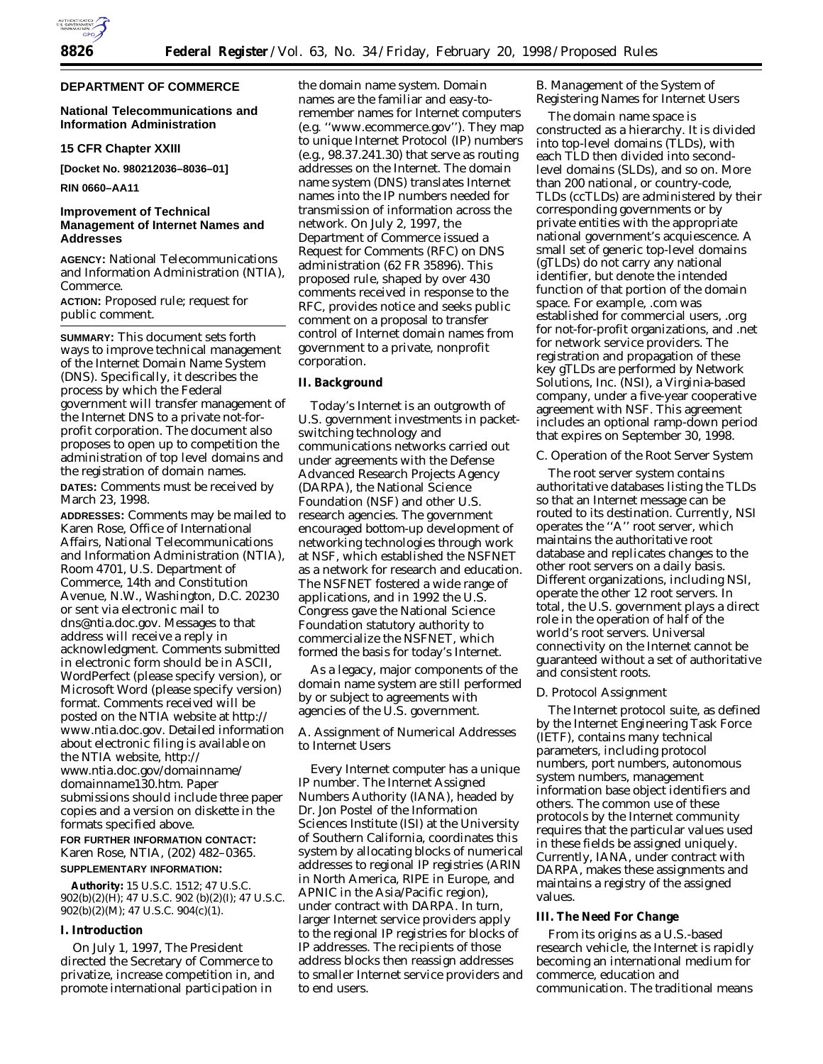**DEPARTMENT OF COMMERCE**

**National Telecommunications and Information Administration**

**15 CFR Chapter XXIII**

**[Docket No. 980212036–8036–01]**

**RIN 0660–AA11**

# Improvement of Technical Management of Internet Names and Addresses

**AGENCY:** National Telecommunications and Information Administration (NTIA), Commerce.

**ACTION:** Proposed rule; request for public comment.

**SUMMARY:** This document sets forth ways to improve technical management of the Internet Domain Name System (DNS). Specifically, it describes the process by which the Federal government will transfer management of the Internet DNS to a private not-for-profit corporation. The document also proposes to open up to competition the administration of top level domains and the registration of domain names.

**DATES:** Comments must be received by March 23, 1998.

**ADDRESSES:** Comments may be mailed to Karen Rose, Office of International Affairs, National Telecommunications and Information Administration (NTIA), Room 4701, U.S. Department of Commerce, 14th and Constitution Avenue, N.W., Washington, D.C. 20230 or sent via electronic mail to dns@ntia.doc.gov. Messages to that address will receive a reply in acknowledgment. Comments submitted in electronic form should be in ASCII, WordPerfect (please specify version), or Microsoft Word (please specify version) format. Comments received will be posted on the NTIA website at http://www.ntia.doc.gov. Detailed information about electronic filing is available on the NTIA website, http://www.ntia.doc.gov/domainname/domainname130.htm. Paper submissions should include three paper copies and a version on diskette in the formats specified above.

**FOR FURTHER INFORMATION CONTACT:** Karen Rose, NTIA, (202) 482–0365.

**SUPPLEMENTARY INFORMATION:**

*Authority:* 15 U.S.C. 1512; 47 U.S.C. 902(b)(2)(H); 47 U.S.C. 902 (b)(2)(I); 47 U.S.C. 902(b)(2)(M); 47 U.S.C. 904(c)(1).

## I. Introduction

On July 1, 1997, The President directed the Secretary of Commerce to privatize, increase competition in, and promote international participation in the domain name system. Domain names are the familiar and easy-to-remember names for Internet computers (e.g. ''www.ecommerce.gov''). They map to unique Internet Protocol (IP) numbers (e.g., 98.37.241.30) that serve as routing addresses on the Internet. The domain name system (DNS) translates Internet names into the IP numbers needed for transmission of information across the network. On July 2, 1997, the Department of Commerce issued a Request for Comments (RFC) on DNS administration (62 FR 35896). This proposed rule, shaped by over 430 comments received in response to the RFC, provides notice and seeks public comment on a proposal to transfer control of Internet domain names from government to a private, nonprofit corporation.

## II. Background

Today's Internet is an outgrowth of U.S. government investments in packet-switching technology and communications networks carried out under agreements with the Defense Advanced Research Projects Agency (DARPA), the National Science Foundation (NSF) and other U.S. research agencies. The government encouraged bottom-up development of networking technologies through work at NSF, which established the NSFNET as a network for research and education. The NSFNET fostered a wide range of applications, and in 1992 the U.S. Congress gave the National Science Foundation statutory authority to commercialize the NSFNET, which formed the basis for today's Internet.

As a legacy, major components of the domain name system are still performed by or subject to agreements with agencies of the U.S. government.

### A. Assignment of Numerical Addresses to Internet Users

Every Internet computer has a unique IP number. The Internet Assigned Numbers Authority (IANA), headed by Dr. Jon Postel of the Information Sciences Institute (ISI) at the University of Southern California, coordinates this system by allocating blocks of numerical addresses to regional IP registries (ARIN in North America, RIPE in Europe, and APNIC in the Asia/Pacific region), under contract with DARPA. In turn, larger Internet service providers apply to the regional IP registries for blocks of IP addresses. The recipients of those address blocks then reassign addresses to smaller Internet service providers and to end users.

### B. Management of the System of Registering Names for Internet Users

The domain name space is constructed as a hierarchy. It is divided into top-level domains (TLDs), with each TLD then divided into second-level domains (SLDs), and so on. More than 200 national, or country-code, TLDs (ccTLDs) are administered by their corresponding governments or by private entities with the appropriate national government's acquiescence. A small set of generic top-level domains (gTLDs) do not carry any national identifier, but denote the intended function of that portion of the domain space. For example, .com was established for commercial users, .org for not-for-profit organizations, and .net for network service providers. The registration and propagation of these key gTLDs are performed by Network Solutions, Inc. (NSI), a Virginia-based company, under a five-year cooperative agreement with NSF. This agreement includes an optional ramp-down period that expires on September 30, 1998.

### C. Operation of the Root Server System

The root server system contains authoritative databases listing the TLDs so that an Internet message can be routed to its destination. Currently, NSI operates the ''A'' root server, which maintains the authoritative root database and replicates changes to the other root servers on a daily basis. Different organizations, including NSI, operate the other 12 root servers. In total, the U.S. government plays a direct role in the operation of half of the world's root servers. Universal connectivity on the Internet cannot be guaranteed without a set of authoritative and consistent roots.

### D. Protocol Assignment

The Internet protocol suite, as defined by the Internet Engineering Task Force (IETF), contains many technical parameters, including protocol numbers, port numbers, autonomous system numbers, management information base object identifiers and others. The common use of these protocols by the Internet community requires that the particular values used in these fields be assigned uniquely. Currently, IANA, under contract with DARPA, makes these assignments and maintains a registry of the assigned values.

## III. The Need For Change

From its origins as a U.S.-based research vehicle, the Internet is rapidly becoming an international medium for commerce, education and communication. The traditional means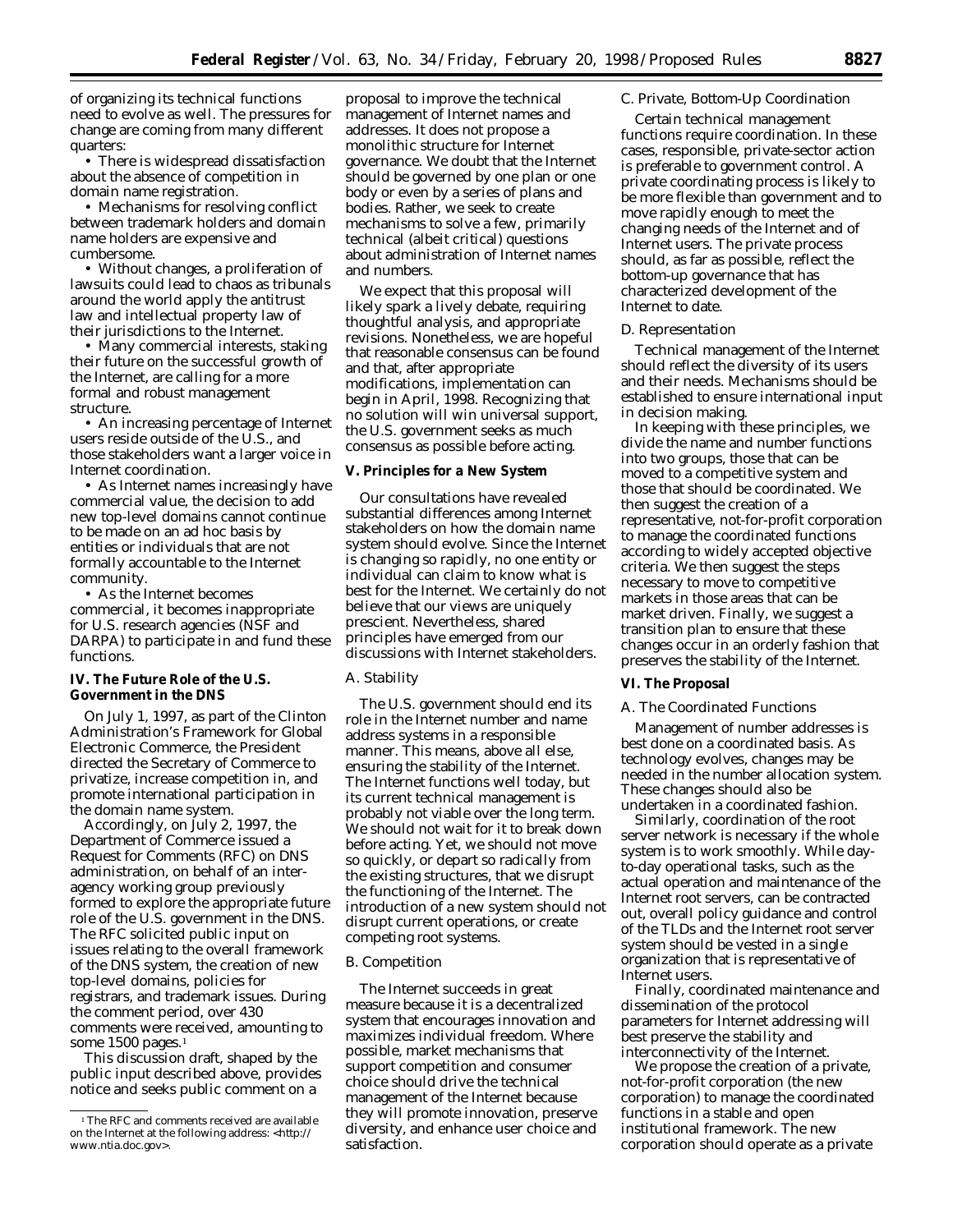of organizing its technical functions need to evolve as well. The pressures for change are coming from many different quarters:

- There is widespread dissatisfaction about the absence of competition in domain name registration.
- Mechanisms for resolving conflict between trademark holders and domain name holders are expensive and cumbersome.
- Without changes, a proliferation of lawsuits could lead to chaos as tribunals around the world apply the antitrust law and intellectual property law of their jurisdictions to the Internet.
- Many commercial interests, staking their future on the successful growth of the Internet, are calling for a more formal and robust management structure.
- An increasing percentage of Internet users reside outside of the U.S., and those stakeholders want a larger voice in Internet coordination.
- As Internet names increasingly have commercial value, the decision to add new top-level domains cannot continue to be made on an ad hoc basis by entities or individuals that are not formally accountable to the Internet community.
- As the Internet becomes commercial, it becomes inappropriate for U.S. research agencies (NSF and DARPA) to participate in and fund these functions.

## IV. The Future Role of the U.S. Government in the DNS

On July 1, 1997, as part of the Clinton Administration's Framework for Global Electronic Commerce, the President directed the Secretary of Commerce to privatize, increase competition in, and promote international participation in the domain name system.

Accordingly, on July 2, 1997, the Department of Commerce issued a Request for Comments (RFC) on DNS administration, on behalf of an inter-agency working group previously formed to explore the appropriate future role of the U.S. government in the DNS. The RFC solicited public input on issues relating to the overall framework of the DNS system, the creation of new top-level domains, policies for registrars, and trademark issues. During the comment period, over 430 comments were received, amounting to some 1500 pages.[1]

This discussion draft, shaped by the public input described above, provides notice and seeks public comment on a proposal to improve the technical management of Internet names and addresses. It does not propose a monolithic structure for Internet governance. We doubt that the Internet should be governed by one plan or one body or even by a series of plans and bodies. Rather, we seek to create mechanisms to solve a few, primarily technical (albeit critical) questions about administration of Internet names and numbers.

We expect that this proposal will likely spark a lively debate, requiring thoughtful analysis, and appropriate revisions. Nonetheless, we are hopeful that reasonable consensus can be found and that, after appropriate modifications, implementation can begin in April, 1998. Recognizing that no solution will win universal support, the U.S. government seeks as much consensus as possible before acting.

## V. Principles for a New System

Our consultations have revealed substantial differences among Internet stakeholders on how the domain name system should evolve. Since the Internet is changing so rapidly, no one entity or individual can claim to know what is best for the Internet. We certainly do not believe that our views are uniquely prescient. Nevertheless, shared principles have emerged from our discussions with Internet stakeholders.

### A. Stability

The U.S. government should end its role in the Internet number and name address systems in a responsible manner. This means, above all else, ensuring the stability of the Internet. The Internet functions well today, but its current technical management is probably not viable over the long term. We should not wait for it to break down before acting. Yet, we should not move so quickly, or depart so radically from the existing structures, that we disrupt the functioning of the Internet. The introduction of a new system should not disrupt current operations, or create competing root systems.

### B. Competition

The Internet succeeds in great measure because it is a decentralized system that encourages innovation and maximizes individual freedom. Where possible, market mechanisms that support competition and consumer choice should drive the technical management of the Internet because they will promote innovation, preserve diversity, and enhance user choice and satisfaction.

### C. Private, Bottom-Up Coordination

Certain technical management functions require coordination. In these cases, responsible, private-sector action is preferable to government control. A private coordinating process is likely to be more flexible than government and to move rapidly enough to meet the changing needs of the Internet and of Internet users. The private process should, as far as possible, reflect the bottom-up governance that has characterized development of the Internet to date.

### D. Representation

Technical management of the Internet should reflect the diversity of its users and their needs. Mechanisms should be established to ensure international input in decision making.

In keeping with these principles, we divide the name and number functions into two groups, those that can be moved to a competitive system and those that should be coordinated. We then suggest the creation of a representative, not-for-profit corporation to manage the coordinated functions according to widely accepted objective criteria. We then suggest the steps necessary to move to competitive markets in those areas that can be market driven. Finally, we suggest a transition plan to ensure that these changes occur in an orderly fashion that preserves the stability of the Internet.

## VI. The Proposal

### A. The Coordinated Functions

Management of number addresses is best done on a coordinated basis. As technology evolves, changes may be needed in the number allocation system. These changes should also be undertaken in a coordinated fashion.

Similarly, coordination of the root server network is necessary if the whole system is to work smoothly. While day-to-day operational tasks, such as the actual operation and maintenance of the Internet root servers, can be contracted out, overall policy guidance and control of the TLDs and the Internet root server system should be vested in a single organization that is representative of Internet users.

Finally, coordinated maintenance and dissemination of the protocol parameters for Internet addressing will best preserve the stability and interconnectivity of the Internet.

We propose the creation of a private, not-for-profit corporation (the new corporation) to manage the coordinated functions in a stable and open institutional framework. The new corporation should operate as a private

[1] The RFC and comments received are available on the Internet at the following address: <http://www.ntia.doc.gov>.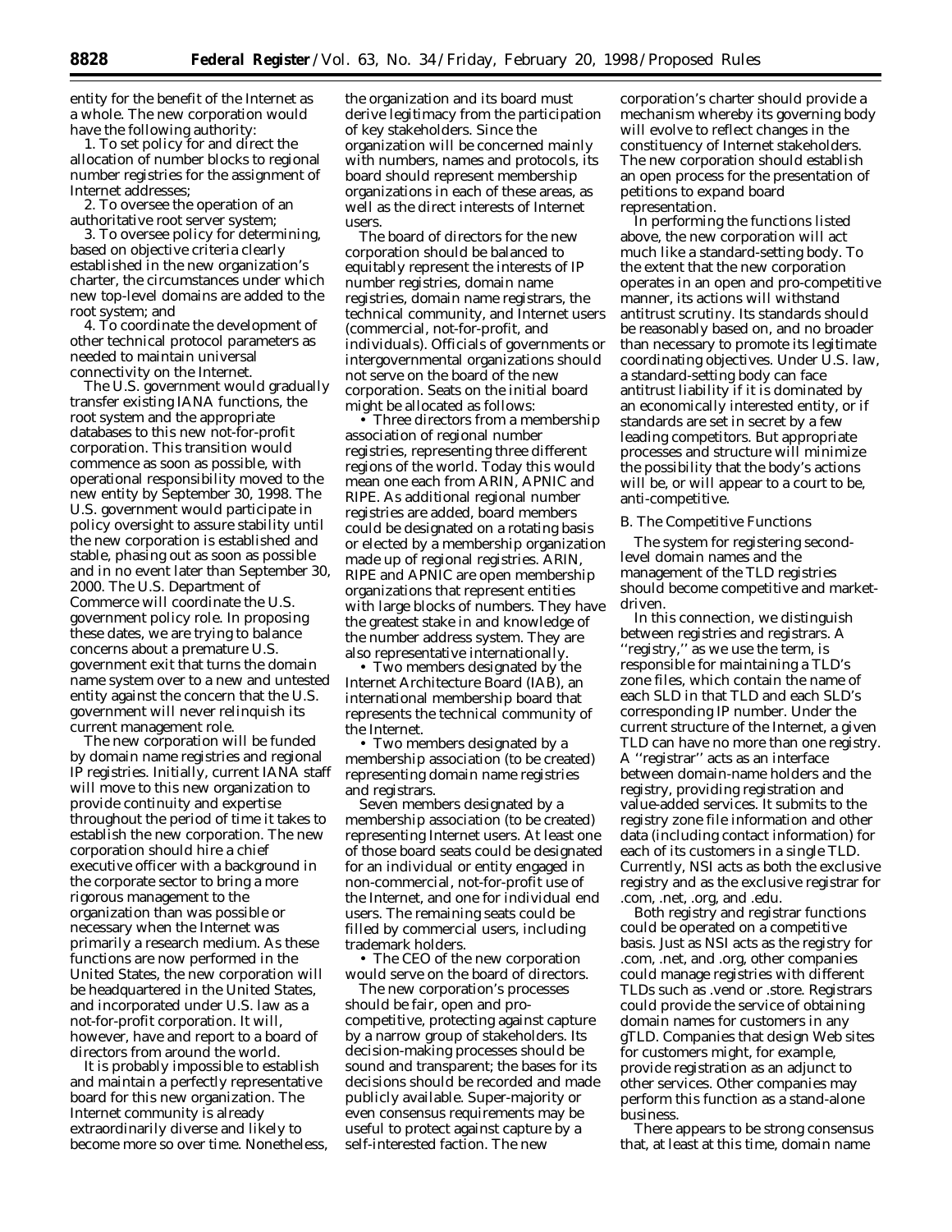entity for the benefit of the Internet as a whole. The new corporation would have the following authority:

1. To set policy for and direct the allocation of number blocks to regional number registries for the assignment of Internet addresses;
2. To oversee the operation of an authoritative root server system;
3. To oversee policy for determining, based on objective criteria clearly established in the new organization's charter, the circumstances under which new top-level domains are added to the root system; and
4. To coordinate the development of other technical protocol parameters as needed to maintain universal connectivity on the Internet.

The U.S. government would gradually transfer existing IANA functions, the root system and the appropriate databases to this new not-for-profit corporation. This transition would commence as soon as possible, with operational responsibility moved to the new entity by September 30, 1998. The U.S. government would participate in policy oversight to assure stability until the new corporation is established and stable, phasing out as soon as possible and in no event later than September 30, 2000. The U.S. Department of Commerce will coordinate the U.S. government policy role. In proposing these dates, we are trying to balance concerns about a premature U.S. government exit that turns the domain name system over to a new and untested entity against the concern that the U.S. government will never relinquish its current management role.

The new corporation will be funded by domain name registries and regional IP registries. Initially, current IANA staff will move to this new organization to provide continuity and expertise throughout the period of time it takes to establish the new corporation. The new corporation should hire a chief executive officer with a background in the corporate sector to bring a more rigorous management to the organization than was possible or necessary when the Internet was primarily a research medium. As these functions are now performed in the United States, the new corporation will be headquartered in the United States, and incorporated under U.S. law as a not-for-profit corporation. It will, however, have and report to a board of directors from around the world.

It is probably impossible to establish and maintain a perfectly representative board for this new organization. The Internet community is already extraordinarily diverse and likely to become more so over time. Nonetheless, the organization and its board must derive legitimacy from the participation of key stakeholders. Since the organization will be concerned mainly with numbers, names and protocols, its board should represent membership organizations in each of these areas, as well as the direct interests of Internet users.

The board of directors for the new corporation should be balanced to equitably represent the interests of IP number registries, domain name registries, domain name registrars, the technical community, and Internet users (commercial, not-for-profit, and individuals). Officials of governments or intergovernmental organizations should not serve on the board of the new corporation. Seats on the initial board might be allocated as follows:

- Three directors from a membership association of regional number registries, representing three different regions of the world. Today this would mean one each from ARIN, APNIC and RIPE. As additional regional number registries are added, board members could be designated on a rotating basis or elected by a membership organization made up of regional registries. ARIN, RIPE and APNIC are open membership organizations that represent entities with large blocks of numbers. They have the greatest stake in and knowledge of the number address system. They are also representative internationally.
- Two members designated by the Internet Architecture Board (IAB), an international membership board that represents the technical community of the Internet.
- Two members designated by a membership association (to be created) representing domain name registries and registrars.

Seven members designated by a membership association (to be created) representing Internet users. At least one of those board seats could be designated for an individual or entity engaged in non-commercial, not-for-profit use of the Internet, and one for individual end users. The remaining seats could be filled by commercial users, including trademark holders.

- The CEO of the new corporation would serve on the board of directors.

The new corporation's processes should be fair, open and pro-competitive, protecting against capture by a narrow group of stakeholders. Its decision-making processes should be sound and transparent; the bases for its decisions should be recorded and made publicly available. Super-majority or even consensus requirements may be useful to protect against capture by a self-interested faction. The new corporation's charter should provide a mechanism whereby its governing body will evolve to reflect changes in the constituency of Internet stakeholders. The new corporation should establish an open process for the presentation of petitions to expand board representation.

In performing the functions listed above, the new corporation will act much like a standard-setting body. To the extent that the new corporation operates in an open and pro-competitive manner, its actions will withstand antitrust scrutiny. Its standards should be reasonably based on, and no broader than necessary to promote its legitimate coordinating objectives. Under U.S. law, a standard-setting body can face antitrust liability if it is dominated by an economically interested entity, or if standards are set in secret by a few leading competitors. But appropriate processes and structure will minimize the possibility that the body's actions will be, or will appear to a court to be, anti-competitive.

B. The Competitive Functions

The system for registering second-level domain names and the management of the TLD registries should become competitive and market-driven.

In this connection, we distinguish between registries and registrars. A "registry," as we use the term, is responsible for maintaining a TLD's zone files, which contain the name of each SLD in that TLD and each SLD's corresponding IP number. Under the current structure of the Internet, a given TLD can have no more than one registry. A "registrar" acts as an interface between domain-name holders and the registry, providing registration and value-added services. It submits to the registry zone file information and other data (including contact information) for each of its customers in a single TLD. Currently, NSI acts as both the exclusive registry and as the exclusive registrar for .com, .net, .org, and .edu.

Both registry and registrar functions could be operated on a competitive basis. Just as NSI acts as the registry for .com, .net, and .org, other companies could manage registries with different TLDs such as .vend or .store. Registrars could provide the service of obtaining domain names for customers in any gTLD. Companies that design Web sites for customers might, for example, provide registration as an adjunct to other services. Other companies may perform this function as a stand-alone business.

There appears to be strong consensus that, at least at this time, domain name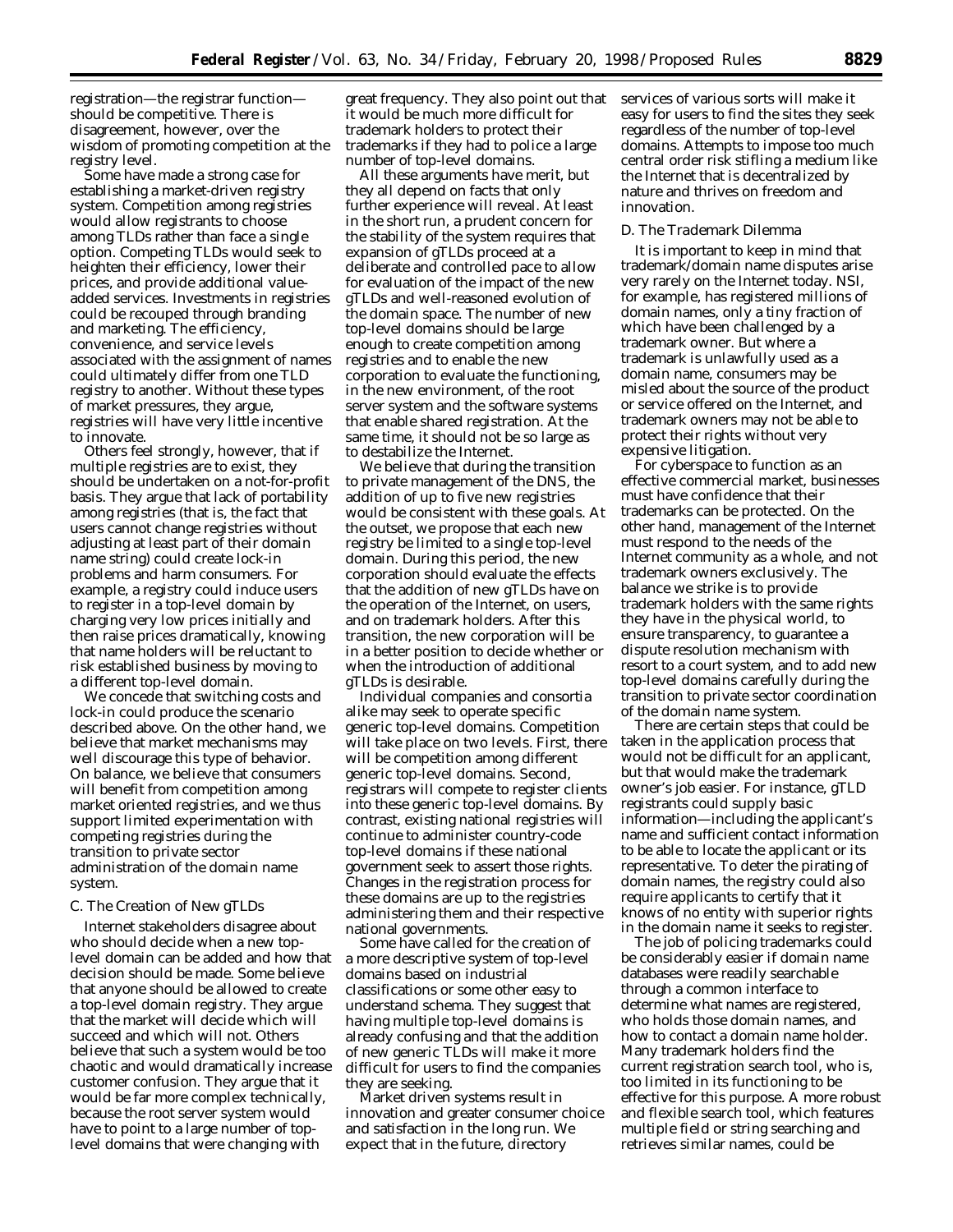registration—the registrar function—should be competitive. There is disagreement, however, over the wisdom of promoting competition at the registry level.

Some have made a strong case for establishing a market-driven registry system. Competition among registries would allow registrants to choose among TLDs rather than face a single option. Competing TLDs would seek to heighten their efficiency, lower their prices, and provide additional value-added services. Investments in registries could be recouped through branding and marketing. The efficiency, convenience, and service levels associated with the assignment of names could ultimately differ from one TLD registry to another. Without these types of market pressures, they argue, registries will have very little incentive to innovate.

Others feel strongly, however, that if multiple registries are to exist, they should be undertaken on a not-for-profit basis. They argue that lack of portability among registries (that is, the fact that users cannot change registries without adjusting at least part of their domain name string) could create lock-in problems and harm consumers. For example, a registry could induce users to register in a top-level domain by charging very low prices initially and then raise prices dramatically, knowing that name holders will be reluctant to risk established business by moving to a different top-level domain.

We concede that switching costs and lock-in could produce the scenario described above. On the other hand, we believe that market mechanisms may well discourage this type of behavior. On balance, we believe that consumers will benefit from competition among market oriented registries, and we thus support limited experimentation with competing registries during the transition to private sector administration of the domain name system.

### C. The Creation of New gTLDs

Internet stakeholders disagree about who should decide when a new top-level domain can be added and how that decision should be made. Some believe that anyone should be allowed to create a top-level domain registry. They argue that the market will decide which will succeed and which will not. Others believe that such a system would be too chaotic and would dramatically increase customer confusion. They argue that it would be far more complex technically, because the root server system would have to point to a large number of top-level domains that were changing with great frequency. They also point out that it would be much more difficult for trademark holders to protect their trademarks if they had to police a large number of top-level domains.

All these arguments have merit, but they all depend on facts that only further experience will reveal. At least in the short run, a prudent concern for the stability of the system requires that expansion of gTLDs proceed at a deliberate and controlled pace to allow for evaluation of the impact of the new gTLDs and well-reasoned evolution of the domain space. The number of new top-level domains should be large enough to create competition among registries and to enable the new corporation to evaluate the functioning, in the new environment, of the root server system and the software systems that enable shared registration. At the same time, it should not be so large as to destabilize the Internet.

We believe that during the transition to private management of the DNS, the addition of up to five new registries would be consistent with these goals. At the outset, we propose that each new registry be limited to a single top-level domain. During this period, the new corporation should evaluate the effects that the addition of new gTLDs have on the operation of the Internet, on users, and on trademark holders. After this transition, the new corporation will be in a better position to decide whether or when the introduction of additional gTLDs is desirable.

Individual companies and consortia alike may seek to operate specific generic top-level domains. Competition will take place on two levels. First, there will be competition among different generic top-level domains. Second, registrars will compete to register clients into these generic top-level domains. By contrast, existing national registries will continue to administer country-code top-level domains if these national government seek to assert those rights. Changes in the registration process for these domains are up to the registries administering them and their respective national governments.

Some have called for the creation of a more descriptive system of top-level domains based on industrial classifications or some other easy to understand schema. They suggest that having multiple top-level domains is already confusing and that the addition of new generic TLDs will make it more difficult for users to find the companies they are seeking.

Market driven systems result in innovation and greater consumer choice and satisfaction in the long run. We expect that in the future, directory services of various sorts will make it easy for users to find the sites they seek regardless of the number of top-level domains. Attempts to impose too much central order risk stifling a medium like the Internet that is decentralized by nature and thrives on freedom and innovation.

### D. The Trademark Dilemma

It is important to keep in mind that trademark/domain name disputes arise very rarely on the Internet today. NSI, for example, has registered millions of domain names, only a tiny fraction of which have been challenged by a trademark owner. But where a trademark is unlawfully used as a domain name, consumers may be misled about the source of the product or service offered on the Internet, and trademark owners may not be able to protect their rights without very expensive litigation.

For cyberspace to function as an effective commercial market, businesses must have confidence that their trademarks can be protected. On the other hand, management of the Internet must respond to the needs of the Internet community as a whole, and not trademark owners exclusively. The balance we strike is to provide trademark holders with the same rights they have in the physical world, to ensure transparency, to guarantee a dispute resolution mechanism with resort to a court system, and to add new top-level domains carefully during the transition to private sector coordination of the domain name system.

There are certain steps that could be taken in the application process that would not be difficult for an applicant, but that would make the trademark owner's job easier. For instance, gTLD registrants could supply basic information—including the applicant's name and sufficient contact information to be able to locate the applicant or its representative. To deter the pirating of domain names, the registry could also require applicants to certify that it knows of no entity with superior rights in the domain name it seeks to register.

The job of policing trademarks could be considerably easier if domain name databases were readily searchable through a common interface to determine what names are registered, who holds those domain names, and how to contact a domain name holder. Many trademark holders find the current registration search tool, who is, too limited in its functioning to be effective for this purpose. A more robust and flexible search tool, which features multiple field or string searching and retrieves similar names, could be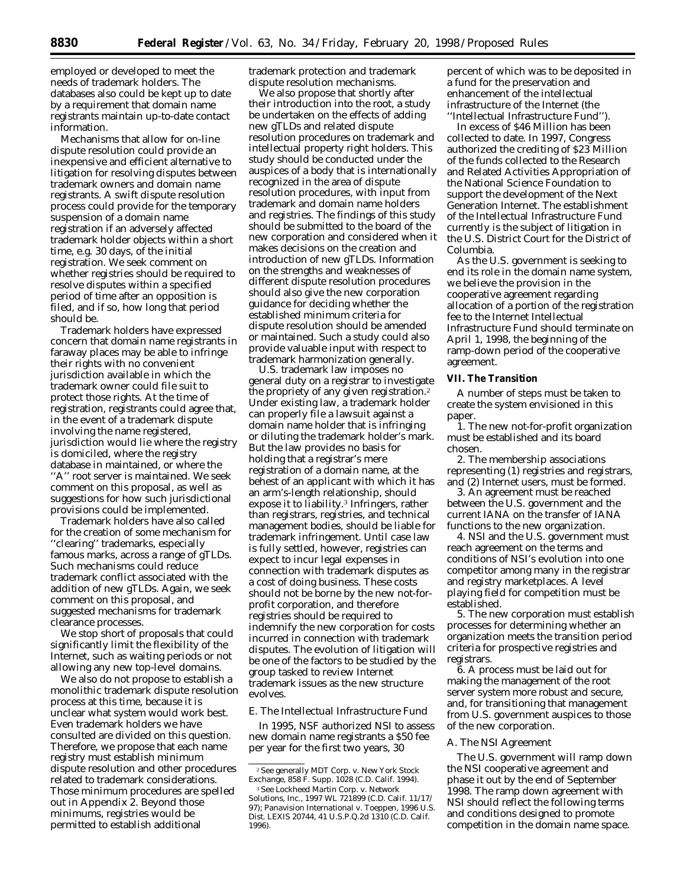employed or developed to meet the needs of trademark holders. The databases also could be kept up to date by a requirement that domain name registrants maintain up-to-date contact information.

Mechanisms that allow for on-line dispute resolution could provide an inexpensive and efficient alternative to litigation for resolving disputes between trademark owners and domain name registrants. A swift dispute resolution process could provide for the temporary suspension of a domain name registration if an adversely affected trademark holder objects within a short time, e.g. 30 days, of the initial registration. We seek comment on whether registries should be required to resolve disputes within a specified period of time after an opposition is filed, and if so, how long that period should be.

Trademark holders have expressed concern that domain name registrants in faraway places may be able to infringe their rights with no convenient jurisdiction available in which the trademark owner could file suit to protect those rights. At the time of registration, registrants could agree that, in the event of a trademark dispute involving the name registered, jurisdiction would lie where the registry is domiciled, where the registry database in maintained, or where the ''A'' root server is maintained. We seek comment on this proposal, as well as suggestions for how such jurisdictional provisions could be implemented.

Trademark holders have also called for the creation of some mechanism for ''clearing'' trademarks, especially famous marks, across a range of gTLDs. Such mechanisms could reduce trademark conflict associated with the addition of new gTLDs. Again, we seek comment on this proposal, and suggested mechanisms for trademark clearance processes.

We stop short of proposals that could significantly limit the flexibility of the Internet, such as waiting periods or not allowing any new top-level domains.

We also do not propose to establish a monolithic trademark dispute resolution process at this time, because it is unclear what system would work best. Even trademark holders we have consulted are divided on this question. Therefore, we propose that each name registry must establish minimum dispute resolution and other procedures related to trademark considerations. Those minimum procedures are spelled out in Appendix 2. Beyond those minimums, registries would be permitted to establish additional trademark protection and trademark dispute resolution mechanisms.

We also propose that shortly after their introduction into the root, a study be undertaken on the effects of adding new gTLDs and related dispute resolution procedures on trademark and intellectual property right holders. This study should be conducted under the auspices of a body that is internationally recognized in the area of dispute resolution procedures, with input from trademark and domain name holders and registries. The findings of this study should be submitted to the board of the new corporation and considered when it makes decisions on the creation and introduction of new gTLDs. Information on the strengths and weaknesses of different dispute resolution procedures should also give the new corporation guidance for deciding whether the established minimum criteria for dispute resolution should be amended or maintained. Such a study could also provide valuable input with respect to trademark harmonization generally.

U.S. trademark law imposes no general duty on a registrar to investigate the propriety of any given registration.[2] Under existing law, a trademark holder can properly file a lawsuit against a domain name holder that is infringing or diluting the trademark holder's mark. But the law provides no basis for holding that a registrar's mere registration of a domain name, at the behest of an applicant with which it has an arm's-length relationship, should expose it to liability.[3] Infringers, rather than registrars, registries, and technical management bodies, should be liable for trademark infringement. Until case law is fully settled, however, registries can expect to incur legal expenses in connection with trademark disputes as a cost of doing business. These costs should not be borne by the new not-for-profit corporation, and therefore registries should be required to indemnify the new corporation for costs incurred in connection with trademark disputes. The evolution of litigation will be one of the factors to be studied by the group tasked to review Internet trademark issues as the new structure evolves.

*E. The Intellectual Infrastructure Fund*

In 1995, NSF authorized NSI to assess new domain name registrants a $50 fee per year for the first two years, 30 percent of which was to be deposited in a fund for the preservation and enhancement of the intellectual infrastructure of the Internet (the ''Intellectual Infrastructure Fund'').

In excess of $46 Million has been collected to date. In 1997, Congress authorized the crediting of $23 Million of the funds collected to the Research and Related Activities Appropriation of the National Science Foundation to support the development of the Next Generation Internet. The establishment of the Intellectual Infrastructure Fund currently is the subject of litigation in the U.S. District Court for the District of Columbia.

As the U.S. government is seeking to end its role in the domain name system, we believe the provision in the cooperative agreement regarding allocation of a portion of the registration fee to the Internet Intellectual Infrastructure Fund should terminate on April 1, 1998, the beginning of the ramp-down period of the cooperative agreement.

**VII. The Transition**

A number of steps must be taken to create the system envisioned in this paper.

1. The new not-for-profit organization must be established and its board chosen.

2. The membership associations representing (1) registries and registrars, and (2) Internet users, must be formed.

3. An agreement must be reached between the U.S. government and the current IANA on the transfer of IANA functions to the new organization.

4. NSI and the U.S. government must reach agreement on the terms and conditions of NSI's evolution into one competitor among many in the registrar and registry marketplaces. A level playing field for competition must be established.

5. The new corporation must establish processes for determining whether an organization meets the transition period criteria for prospective registries and registrars.

6. A process must be laid out for making the management of the root server system more robust and secure, and, for transitioning that management from U.S. government auspices to those of the new corporation.

*A. The NSI Agreement*

The U.S. government will ramp down the NSI cooperative agreement and phase it out by the end of September 1998. The ramp down agreement with NSI should reflect the following terms and conditions designed to promote competition in the domain name space.

---

[2] See generally MDT Corp. v. New York Stock Exchange, 858 F. Supp. 1028 (C.D. Calif. 1994).

[3] See Lockheed Martin Corp. v. Network Solutions, Inc., 1997 WL 721899 (C.D. Calif. 11/17/97); Panavision International v. Toeppen, 1996 U.S. Dist. LEXIS 20744, 41 U.S.P.Q.2d 1310 (C.D. Calif. 1996).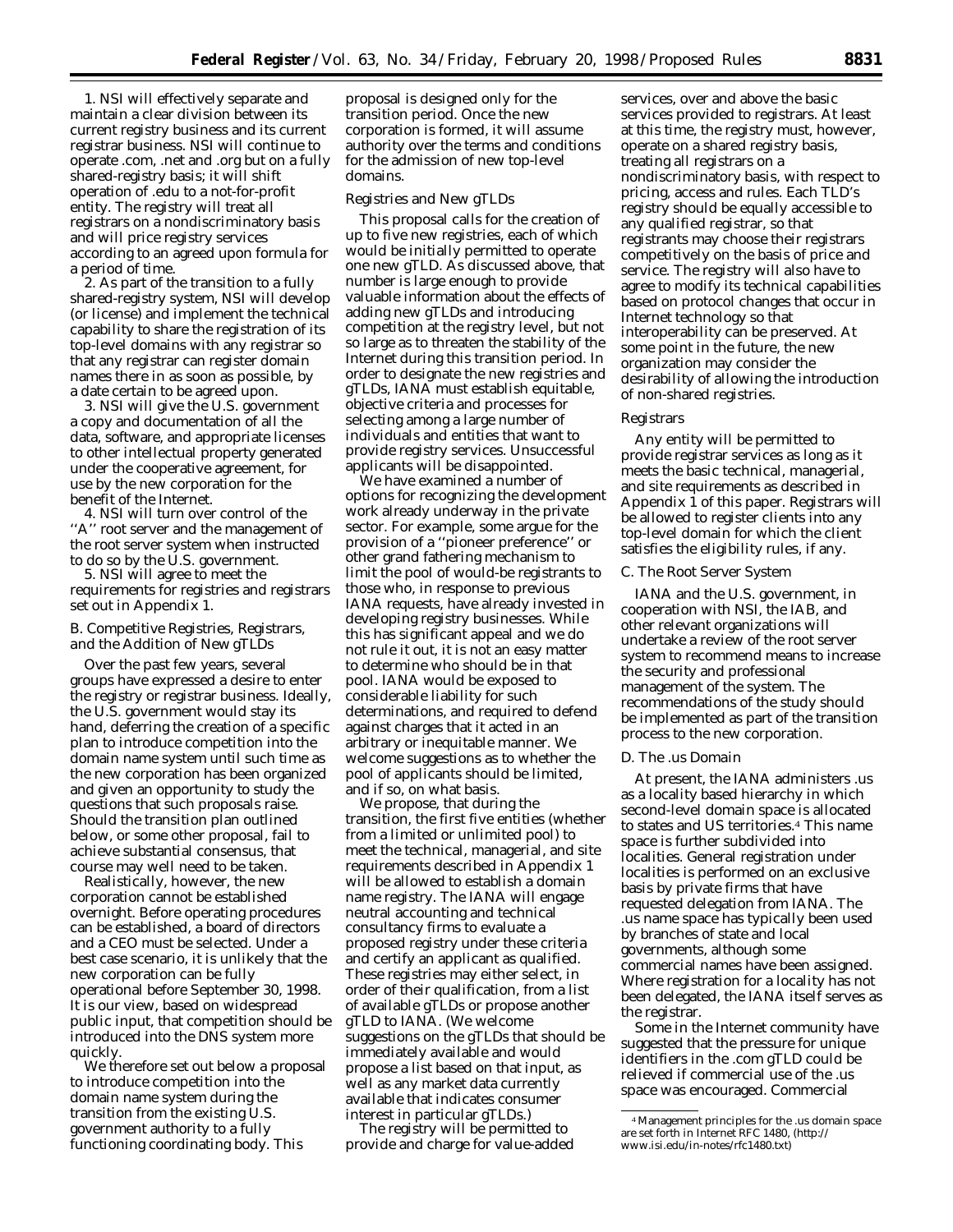1. NSI will effectively separate and maintain a clear division between its current registry business and its current registrar business. NSI will continue to operate .com, .net and .org but on a fully shared-registry basis; it will shift operation of .edu to a not-for-profit entity. The registry will treat all registrars on a nondiscriminatory basis and will price registry services according to an agreed upon formula for a period of time.

2. As part of the transition to a fully shared-registry system, NSI will develop (or license) and implement the technical capability to share the registration of its top-level domains with any registrar so that any registrar can register domain names there in as soon as possible, by a date certain to be agreed upon.

3. NSI will give the U.S. government a copy and documentation of all the data, software, and appropriate licenses to other intellectual property generated under the cooperative agreement, for use by the new corporation for the benefit of the Internet.

4. NSI will turn over control of the ''A'' root server and the management of the root server system when instructed to do so by the U.S. government.

5. NSI will agree to meet the requirements for registries and registrars set out in Appendix 1.

## B. Competitive Registries, Registrars, and the Addition of New gTLDs

Over the past few years, several groups have expressed a desire to enter the registry or registrar business. Ideally, the U.S. government would stay its hand, deferring the creation of a specific plan to introduce competition into the domain name system until such time as the new corporation has been organized and given an opportunity to study the questions that such proposals raise. Should the transition plan outlined below, or some other proposal, fail to achieve substantial consensus, that course may well need to be taken.

Realistically, however, the new corporation cannot be established overnight. Before operating procedures can be established, a board of directors and a CEO must be selected. Under a best case scenario, it is unlikely that the new corporation can be fully operational before September 30, 1998. It is our view, based on widespread public input, that competition should be introduced into the DNS system more quickly.

We therefore set out below a proposal to introduce competition into the domain name system during the transition from the existing U.S. government authority to a fully functioning coordinating body. This proposal is designed only for the transition period. Once the new corporation is formed, it will assume authority over the terms and conditions for the admission of new top-level domains.

### Registries and New gTLDs

This proposal calls for the creation of up to five new registries, each of which would be initially permitted to operate one new gTLD. As discussed above, that number is large enough to provide valuable information about the effects of adding new gTLDs and introducing competition at the registry level, but not so large as to threaten the stability of the Internet during this transition period. In order to designate the new registries and gTLDs, IANA must establish equitable, objective criteria and processes for selecting among a large number of individuals and entities that want to provide registry services. Unsuccessful applicants will be disappointed.

We have examined a number of options for recognizing the development work already underway in the private sector. For example, some argue for the provision of a ''pioneer preference'' or other grand fathering mechanism to limit the pool of would-be registrants to those who, in response to previous IANA requests, have already invested in developing registry businesses. While this has significant appeal and we do not rule it out, it is not an easy matter to determine who should be in that pool. IANA would be exposed to considerable liability for such determinations, and required to defend against charges that it acted in an arbitrary or inequitable manner. We welcome suggestions as to whether the pool of applicants should be limited, and if so, on what basis.

We propose, that during the transition, the first five entities (whether from a limited or unlimited pool) to meet the technical, managerial, and site requirements described in Appendix 1 will be allowed to establish a domain name registry. The IANA will engage neutral accounting and technical consultancy firms to evaluate a proposed registry under these criteria and certify an applicant as qualified. These registries may either select, in order of their qualification, from a list of available gTLDs or propose another gTLD to IANA. (We welcome suggestions on the gTLDs that should be immediately available and would propose a list based on that input, as well as any market data currently available that indicates consumer interest in particular gTLDs.)

The registry will be permitted to provide and charge for value-added services, over and above the basic services provided to registrars. At least at this time, the registry must, however, operate on a shared registry basis, treating all registrars on a nondiscriminatory basis, with respect to pricing, access and rules. Each TLD's registry should be equally accessible to any qualified registrar, so that registrants may choose their registrars competitively on the basis of price and service. The registry will also have to agree to modify its technical capabilities based on protocol changes that occur in Internet technology so that interoperability can be preserved. At some point in the future, the new organization may consider the desirability of allowing the introduction of non-shared registries.

### Registrars

Any entity will be permitted to provide registrar services as long as it meets the basic technical, managerial, and site requirements as described in Appendix 1 of this paper. Registrars will be allowed to register clients into any top-level domain for which the client satisfies the eligibility rules, if any.

## C. The Root Server System

IANA and the U.S. government, in cooperation with NSI, the IAB, and other relevant organizations will undertake a review of the root server system to recommend means to increase the security and professional management of the system. The recommendations of the study should be implemented as part of the transition process to the new corporation.

## D. The .us Domain

At present, the IANA administers .us as a locality based hierarchy in which second-level domain space is allocated to states and US territories.[4] This name space is further subdivided into localities. General registration under localities is performed on an exclusive basis by private firms that have requested delegation from IANA. The .us name space has typically been used by branches of state and local governments, although some commercial names have been assigned. Where registration for a locality has not been delegated, the IANA itself serves as the registrar.

Some in the Internet community have suggested that the pressure for unique identifiers in the .com gTLD could be relieved if commercial use of the .us space was encouraged. Commercial

[4] Management principles for the .us domain space are set forth in Internet RFC 1480, (http://www.isi.edu/in-notes/rfc1480.txt)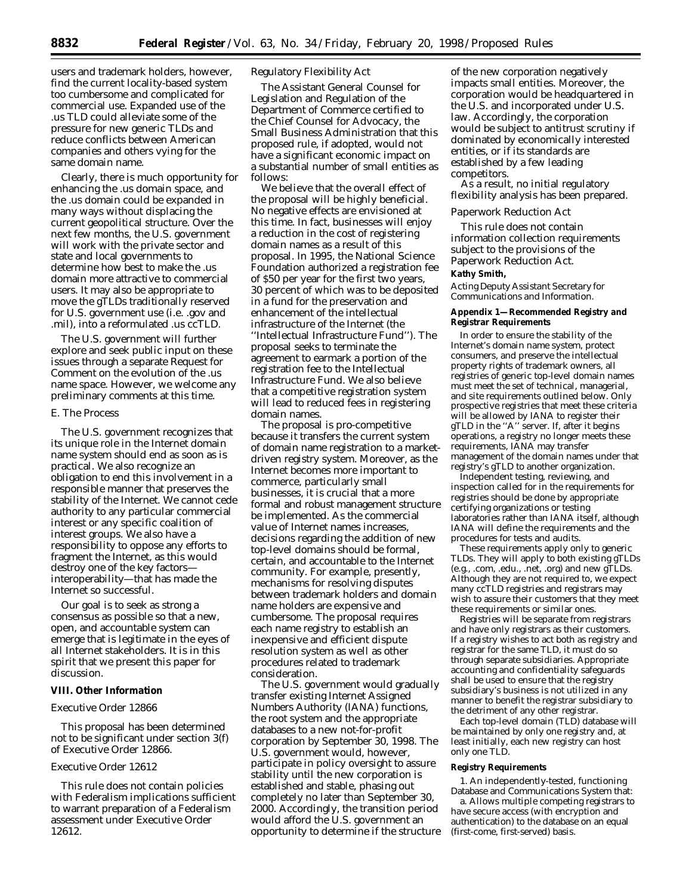users and trademark holders, however, find the current locality-based system too cumbersome and complicated for commercial use. Expanded use of the .us TLD could alleviate some of the pressure for new generic TLDs and reduce conflicts between American companies and others vying for the same domain name.

Clearly, there is much opportunity for enhancing the .us domain space, and the .us domain could be expanded in many ways without displacing the current geopolitical structure. Over the next few months, the U.S. government will work with the private sector and state and local governments to determine how best to make the .us domain more attractive to commercial users. It may also be appropriate to move the gTLDs traditionally reserved for U.S. government use (i.e. .gov and .mil), into a reformulated .us ccTLD.

The U.S. government will further explore and seek public input on these issues through a separate Request for Comment on the evolution of the .us name space. However, we welcome any preliminary comments at this time.

### E. The Process

The U.S. government recognizes that its unique role in the Internet domain name system should end as soon as is practical. We also recognize an obligation to end this involvement in a responsible manner that preserves the stability of the Internet. We cannot cede authority to any particular commercial interest or any specific coalition of interest groups. We also have a responsibility to oppose any efforts to fragment the Internet, as this would destroy one of the key factors—interoperability—that has made the Internet so successful.

Our goal is to seek as strong a consensus as possible so that a new, open, and accountable system can emerge that is legitimate in the eyes of all Internet stakeholders. It is in this spirit that we present this paper for discussion.

## VIII. Other Information

### Executive Order 12866

This proposal has been determined not to be significant under section 3(f) of Executive Order 12866.

### Executive Order 12612

This rule does not contain policies with Federalism implications sufficient to warrant preparation of a Federalism assessment under Executive Order 12612.

### Regulatory Flexibility Act

The Assistant General Counsel for Legislation and Regulation of the Department of Commerce certified to the Chief Counsel for Advocacy, the Small Business Administration that this proposed rule, if adopted, would not have a significant economic impact on a substantial number of small entities as follows:

We believe that the overall effect of the proposal will be highly beneficial. No negative effects are envisioned at this time. In fact, businesses will enjoy a reduction in the cost of registering domain names as a result of this proposal. In 1995, the National Science Foundation authorized a registration fee of $50 per year for the first two years, 30 percent of which was to be deposited in a fund for the preservation and enhancement of the intellectual infrastructure of the Internet (the ''Intellectual Infrastructure Fund''). The proposal seeks to terminate the agreement to earmark a portion of the registration fee to the Intellectual Infrastructure Fund. We also believe that a competitive registration system will lead to reduced fees in registering domain names.

The proposal is pro-competitive because it transfers the current system of domain name registration to a market-driven registry system. Moreover, as the Internet becomes more important to commerce, particularly small businesses, it is crucial that a more formal and robust management structure be implemented. As the commercial value of Internet names increases, decisions regarding the addition of new top-level domains should be formal, certain, and accountable to the Internet community. For example, presently, mechanisms for resolving disputes between trademark holders and domain name holders are expensive and cumbersome. The proposal requires each name registry to establish an inexpensive and efficient dispute resolution system as well as other procedures related to trademark consideration.

The U.S. government would gradually transfer existing Internet Assigned Numbers Authority (IANA) functions, the root system and the appropriate databases to a new not-for-profit corporation by September 30, 1998. The U.S. government would, however, participate in policy oversight to assure stability until the new corporation is established and stable, phasing out completely no later than September 30, 2000. Accordingly, the transition period would afford the U.S. government an opportunity to determine if the structure of the new corporation negatively impacts small entities. Moreover, the corporation would be headquartered in the U.S. and incorporated under U.S. law. Accordingly, the corporation would be subject to antitrust scrutiny if dominated by economically interested entities, or if its standards are established by a few leading competitors.

As a result, no initial regulatory flexibility analysis has been prepared.

### Paperwork Reduction Act

This rule does not contain information collection requirements subject to the provisions of the Paperwork Reduction Act.

**Kathy Smith,**

*Acting Deputy Assistant Secretary for Communications and Information.*

## Appendix 1—Recommended Registry and Registrar Requirements

In order to ensure the stability of the Internet's domain name system, protect consumers, and preserve the intellectual property rights of trademark owners, all registries of generic top-level domain names must meet the set of technical, managerial, and site requirements outlined below. Only prospective registries that meet these criteria will be allowed by IANA to register their gTLD in the ''A'' server. If, after it begins operations, a registry no longer meets these requirements, IANA may transfer management of the domain names under that registry's gTLD to another organization.

Independent testing, reviewing, and inspection called for in the requirements for registries should be done by appropriate certifying organizations or testing laboratories rather than IANA itself, although IANA will define the requirements and the procedures for tests and audits.

These requirements apply only to generic TLDs. They will apply to both existing gTLDs (e.g., .com, .edu., .net, .org) and new gTLDs. Although they are not required to, we expect many ccTLD registries and registrars may wish to assure their customers that they meet these requirements or similar ones.

Registries will be separate from registrars and have only registrars as their customers. If a registry wishes to act both as registry and registrar for the same TLD, it must do so through separate subsidiaries. Appropriate accounting and confidentiality safeguards shall be used to ensure that the registry subsidiary's business is not utilized in any manner to benefit the registrar subsidiary to the detriment of any other registrar.

Each top-level domain (TLD) database will be maintained by only one registry and, at least initially, each new registry can host only one TLD.

### Registry Requirements

1. An independently-tested, functioning Database and Communications System that:

a. Allows multiple competing registrars to have secure access (with encryption and authentication) to the database on an equal (first-come, first-served) basis.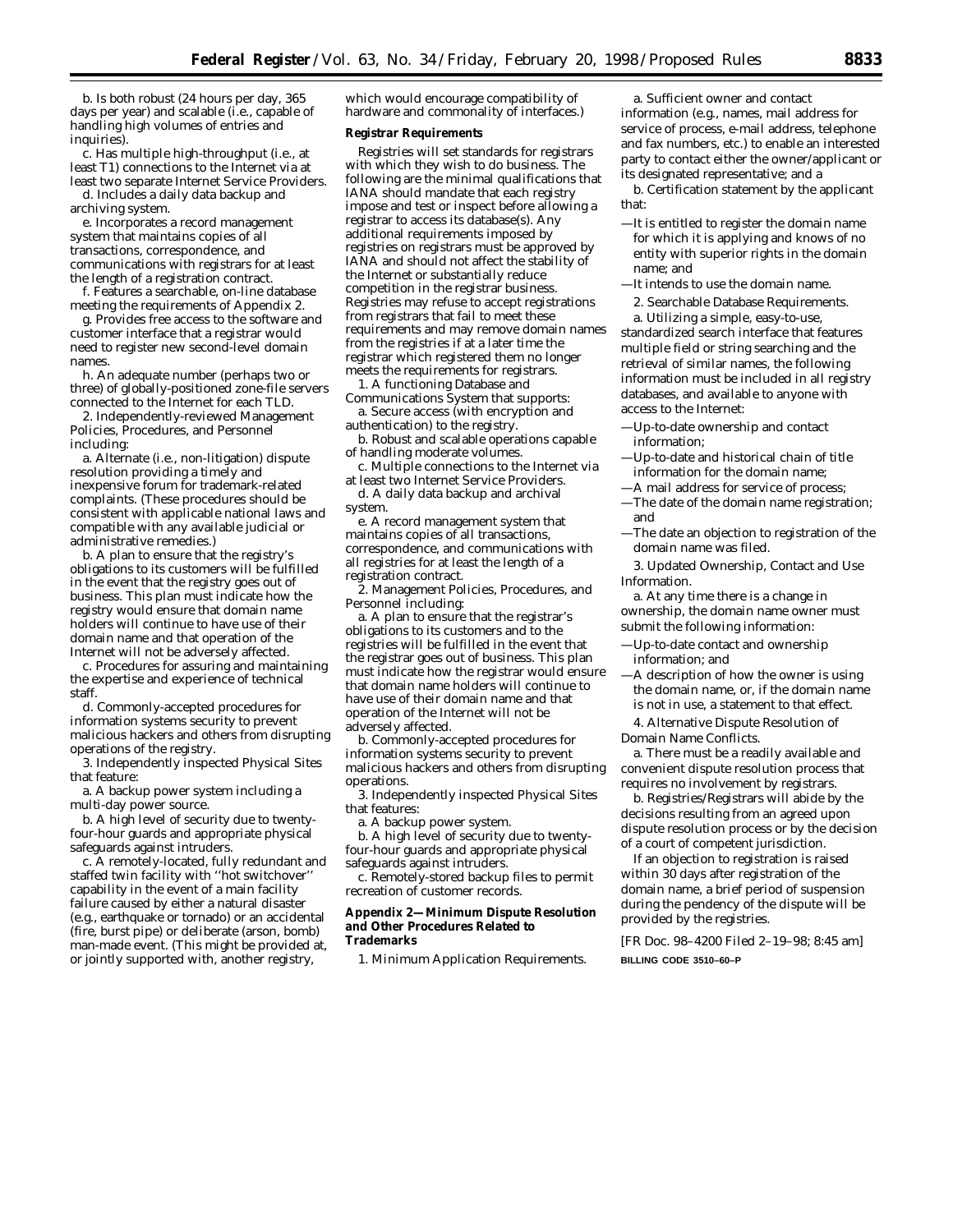b. Is both robust (24 hours per day, 365 days per year) and scalable (i.e., capable of handling high volumes of entries and inquiries).

c. Has multiple high-throughput (i.e., at least T1) connections to the Internet via at least two separate Internet Service Providers.

d. Includes a daily data backup and archiving system.

e. Incorporates a record management system that maintains copies of all transactions, correspondence, and communications with registrars for at least the length of a registration contract.

f. Features a searchable, on-line database meeting the requirements of Appendix 2.

g. Provides free access to the software and customer interface that a registrar would need to register new second-level domain names.

h. An adequate number (perhaps two or three) of globally-positioned zone-file servers connected to the Internet for each TLD.

2. Independently-reviewed Management Policies, Procedures, and Personnel including:

a. Alternate (i.e., non-litigation) dispute resolution providing a timely and inexpensive forum for trademark-related complaints. (These procedures should be consistent with applicable national laws and compatible with any available judicial or administrative remedies.)

b. A plan to ensure that the registry's obligations to its customers will be fulfilled in the event that the registry goes out of business. This plan must indicate how the registry would ensure that domain name holders will continue to have use of their domain name and that operation of the Internet will not be adversely affected.

c. Procedures for assuring and maintaining the expertise and experience of technical staff.

d. Commonly-accepted procedures for information systems security to prevent malicious hackers and others from disrupting operations of the registry.

3. Independently inspected Physical Sites that feature:

a. A backup power system including a multi-day power source.

b. A high level of security due to twenty-four-hour guards and appropriate physical safeguards against intruders.

c. A remotely-located, fully redundant and staffed twin facility with "hot switchover" capability in the event of a main facility failure caused by either a natural disaster (e.g., earthquake or tornado) or an accidental (fire, burst pipe) or deliberate (arson, bomb) man-made event. (This might be provided at, or jointly supported with, another registry, which would encourage compatibility of hardware and commonality of interfaces.)

**Registrar Requirements**

Registries will set standards for registrars with which they wish to do business. The following are the minimal qualifications that IANA should mandate that each registry impose and test or inspect before allowing a registrar to access its database(s). Any additional requirements imposed by registries on registrars must be approved by IANA and should not affect the stability of the Internet or substantially reduce competition in the registrar business. Registries may refuse to accept registrations from registrars that fail to meet these requirements and may remove domain names from the registries if at a later time the registrar which registered them no longer meets the requirements for registrars.

1. A functioning Database and Communications System that supports:

a. Secure access (with encryption and authentication) to the registry.

b. Robust and scalable operations capable of handling moderate volumes.

c. Multiple connections to the Internet via at least two Internet Service Providers.

d. A daily data backup and archival system.

e. A record management system that maintains copies of all transactions, correspondence, and communications with all registries for at least the length of a registration contract.

2. Management Policies, Procedures, and Personnel including:

a. A plan to ensure that the registrar's obligations to its customers and to the registries will be fulfilled in the event that the registrar goes out of business. This plan must indicate how the registrar would ensure that domain name holders will continue to have use of their domain name and that operation of the Internet will not be adversely affected.

b. Commonly-accepted procedures for information systems security to prevent malicious hackers and others from disrupting operations.

3. Independently inspected Physical Sites that features:

a. A backup power system.

b. A high level of security due to twenty-four-hour guards and appropriate physical safeguards against intruders.

c. Remotely-stored backup files to permit recreation of customer records.

**Appendix 2—Minimum Dispute Resolution and Other Procedures Related to Trademarks**

1. Minimum Application Requirements.

a. Sufficient owner and contact information (e.g., names, mail address for service of process, e-mail address, telephone and fax numbers, etc.) to enable an interested party to contact either the owner/applicant or its designated representative; and a

b. Certification statement by the applicant that:

—It is entitled to register the domain name for which it is applying and knows of no entity with superior rights in the domain name; and

—It intends to use the domain name.

2. Searchable Database Requirements.

a. Utilizing a simple, easy-to-use, standardized search interface that features multiple field or string searching and the retrieval of similar names, the following information must be included in all registry databases, and available to anyone with access to the Internet:

—Up-to-date ownership and contact information;

—Up-to-date and historical chain of title information for the domain name;

—A mail address for service of process;

—The date of the domain name registration; and

—The date an objection to registration of the domain name was filed.

3. Updated Ownership, Contact and Use Information.

a. At any time there is a change in ownership, the domain name owner must submit the following information:

—Up-to-date contact and ownership information; and

—A description of how the owner is using the domain name, or, if the domain name is not in use, a statement to that effect.

4. Alternative Dispute Resolution of Domain Name Conflicts.

a. There must be a readily available and convenient dispute resolution process that requires no involvement by registrars.

b. Registries/Registrars will abide by the decisions resulting from an agreed upon dispute resolution process or by the decision of a court of competent jurisdiction.

If an objection to registration is raised within 30 days after registration of the domain name, a brief period of suspension during the pendency of the dispute will be provided by the registries.

[FR Doc. 98–4200 Filed 2–19–98; 8:45 am]

BILLING CODE 3510–60–P